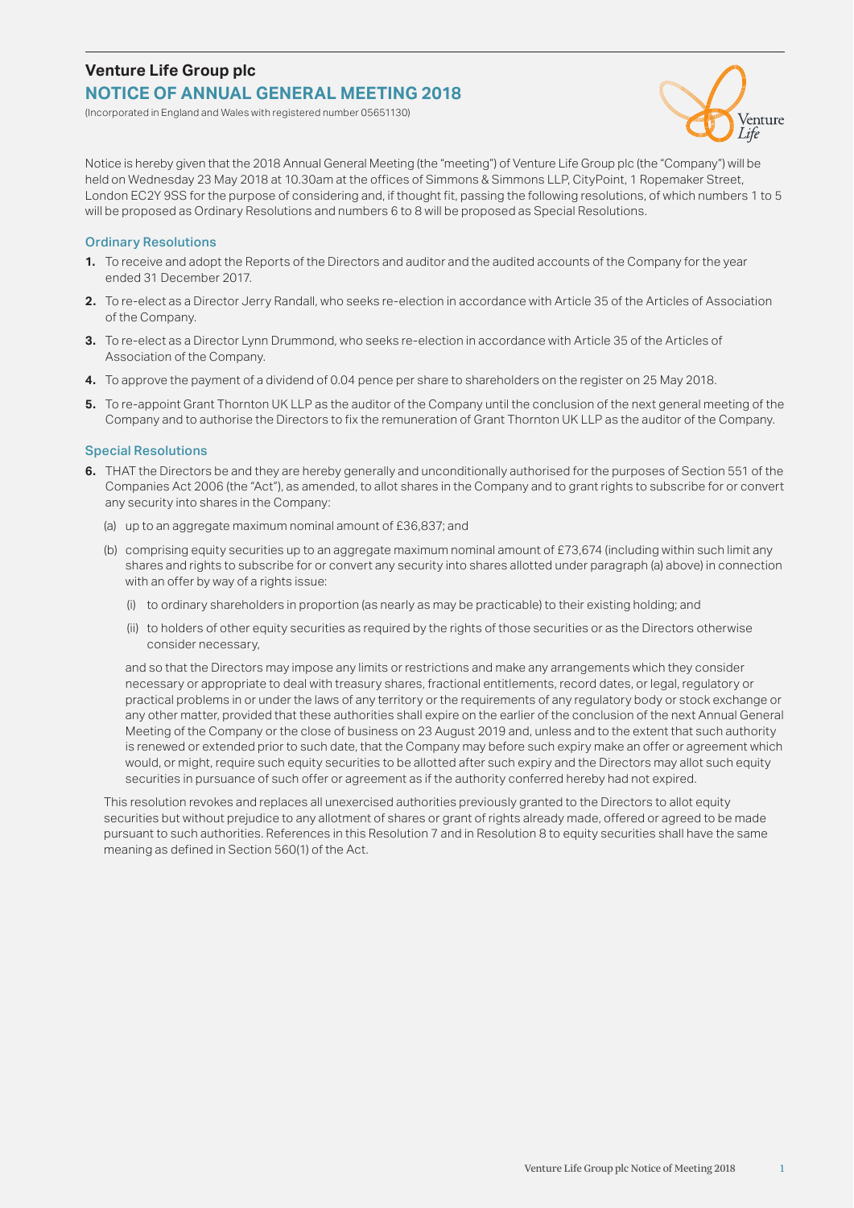# Venture Life Group plc

## NOTICE OF ANNUAL GENERAL MEETING 2018

(Incorporated in England and Wales with registered number 05651130)

Notice is hereby given that the 2018 Annual General Meeting (the "meeting") of Venture Life Group plc (the "Company") will be held on Wednesday 23 May 2018 at 10.30am at the offices of Simmons & Simmons LLP, CityPoint, 1 Ropemaker Street, London EC2Y 9SS for the purpose of considering and, if thought fit, passing the following resolutions, of which numbers 1 to 5 will be proposed as Ordinary Resolutions and numbers 6 to 8 will be proposed as Special Resolutions.

### Ordinary Resolutions

1. To receive and adopt the Reports of the Directors and auditor and the audited accounts of the Company for the year ended 31 December 2017.
2. To re-elect as a Director Jerry Randall, who seeks re-election in accordance with Article 35 of the Articles of Association of the Company.
3. To re-elect as a Director Lynn Drummond, who seeks re-election in accordance with Article 35 of the Articles of Association of the Company.
4. To approve the payment of a dividend of 0.04 pence per share to shareholders on the register on 25 May 2018.
5. To re-appoint Grant Thornton UK LLP as the auditor of the Company until the conclusion of the next general meeting of the Company and to authorise the Directors to fix the remuneration of Grant Thornton UK LLP as the auditor of the Company.

### Special Resolutions

6. THAT the Directors be and they are hereby generally and unconditionally authorised for the purposes of Section 551 of the Companies Act 2006 (the "Act"), as amended, to allot shares in the Company and to grant rights to subscribe for or convert any security into shares in the Company:

   (a) up to an aggregate maximum nominal amount of £36,837; and

   (b) comprising equity securities up to an aggregate maximum nominal amount of £73,674 (including within such limit any shares and rights to subscribe for or convert any security into shares allotted under paragraph (a) above) in connection with an offer by way of a rights issue:

      (i) to ordinary shareholders in proportion (as nearly as may be practicable) to their existing holding; and

      (ii) to holders of other equity securities as required by the rights of those securities or as the Directors otherwise consider necessary,

   and so that the Directors may impose any limits or restrictions and make any arrangements which they consider necessary or appropriate to deal with treasury shares, fractional entitlements, record dates, or legal, regulatory or practical problems in or under the laws of any territory or the requirements of any regulatory body or stock exchange or any other matter, provided that these authorities shall expire on the earlier of the conclusion of the next Annual General Meeting of the Company or the close of business on 23 August 2019 and, unless and to the extent that such authority is renewed or extended prior to such date, that the Company may before such expiry make an offer or agreement which would, or might, require such equity securities to be allotted after such expiry and the Directors may allot such equity securities in pursuance of such offer or agreement as if the authority conferred hereby had not expired.

   This resolution revokes and replaces all unexercised authorities previously granted to the Directors to allot equity securities but without prejudice to any allotment of shares or grant of rights already made, offered or agreed to be made pursuant to such authorities. References in this Resolution 7 and in Resolution 8 to equity securities shall have the same meaning as defined in Section 560(1) of the Act.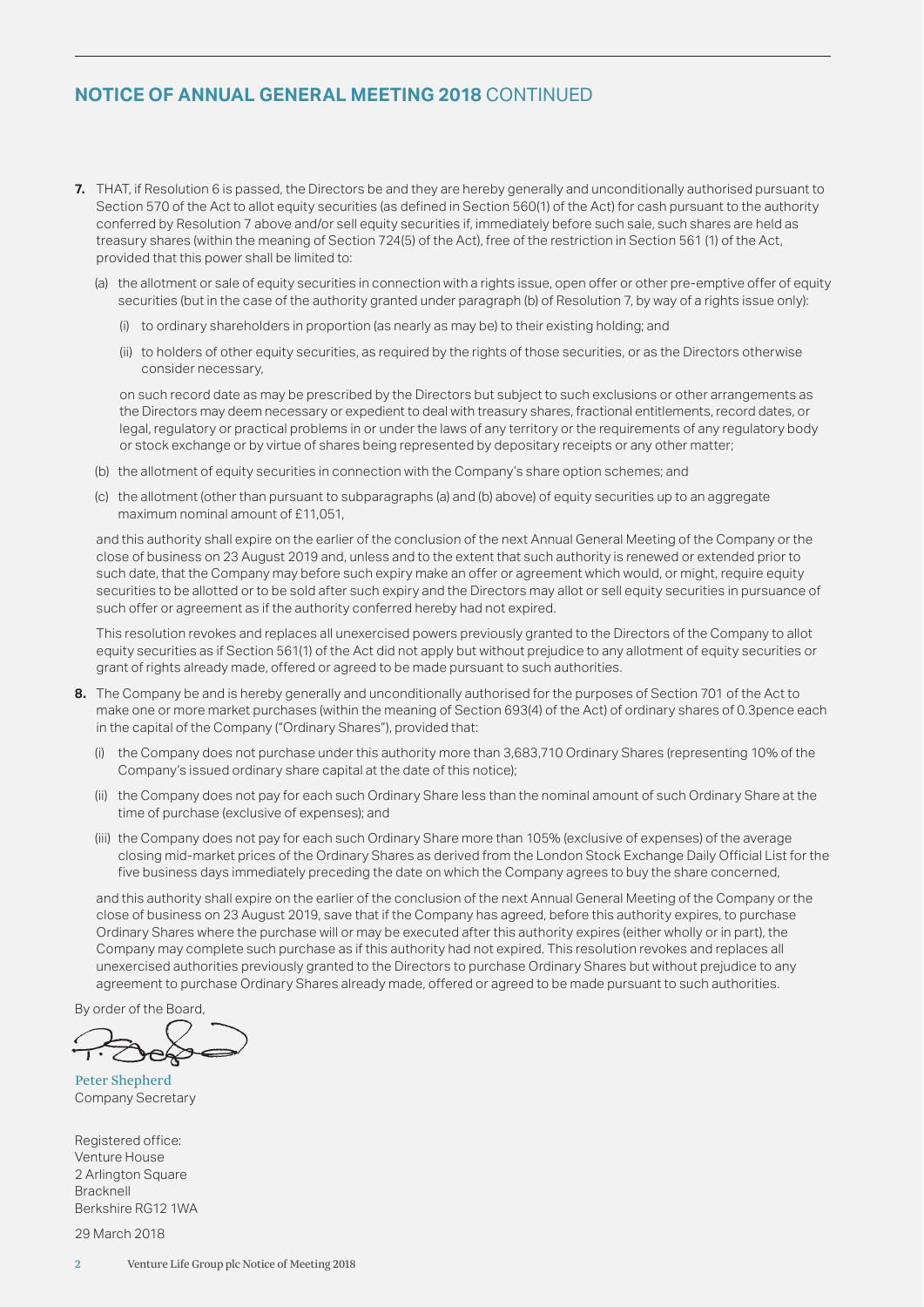## NOTICE OF ANNUAL GENERAL MEETING 2018 CONTINUED

**7.** THAT, if Resolution 6 is passed, the Directors be and they are hereby generally and unconditionally authorised pursuant to Section 570 of the Act to allot equity securities (as defined in Section 560(1) of the Act) for cash pursuant to the authority conferred by Resolution 7 above and/or sell equity securities if, immediately before such sale, such shares are held as treasury shares (within the meaning of Section 724(5) of the Act), free of the restriction in Section 561 (1) of the Act, provided that this power shall be limited to:

(a) the allotment or sale of equity securities in connection with a rights issue, open offer or other pre-emptive offer of equity securities (but in the case of the authority granted under paragraph (b) of Resolution 7, by way of a rights issue only):

(i) to ordinary shareholders in proportion (as nearly as may be) to their existing holding; and

(ii) to holders of other equity securities, as required by the rights of those securities, or as the Directors otherwise consider necessary,

on such record date as may be prescribed by the Directors but subject to such exclusions or other arrangements as the Directors may deem necessary or expedient to deal with treasury shares, fractional entitlements, record dates, or legal, regulatory or practical problems in or under the laws of any territory or the requirements of any regulatory body or stock exchange or by virtue of shares being represented by depositary receipts or any other matter;

(b) the allotment of equity securities in connection with the Company's share option schemes; and

(c) the allotment (other than pursuant to subparagraphs (a) and (b) above) of equity securities up to an aggregate maximum nominal amount of £11,051,

and this authority shall expire on the earlier of the conclusion of the next Annual General Meeting of the Company or the close of business on 23 August 2019 and, unless and to the extent that such authority is renewed or extended prior to such date, that the Company may before such expiry make an offer or agreement which would, or might, require equity securities to be allotted or to be sold after such expiry and the Directors may allot or sell equity securities in pursuance of such offer or agreement as if the authority conferred hereby had not expired.

This resolution revokes and replaces all unexercised powers previously granted to the Directors of the Company to allot equity securities as if Section 561(1) of the Act did not apply but without prejudice to any allotment of equity securities or grant of rights already made, offered or agreed to be made pursuant to such authorities.

**8.** The Company be and is hereby generally and unconditionally authorised for the purposes of Section 701 of the Act to make one or more market purchases (within the meaning of Section 693(4) of the Act) of ordinary shares of 0.3pence each in the capital of the Company ("Ordinary Shares"), provided that:

(i) the Company does not purchase under this authority more than 3,683,710 Ordinary Shares (representing 10% of the Company's issued ordinary share capital at the date of this notice);

(ii) the Company does not pay for each such Ordinary Share less than the nominal amount of such Ordinary Share at the time of purchase (exclusive of expenses); and

(iii) the Company does not pay for each such Ordinary Share more than 105% (exclusive of expenses) of the average closing mid-market prices of the Ordinary Shares as derived from the London Stock Exchange Daily Official List for the five business days immediately preceding the date on which the Company agrees to buy the share concerned,

and this authority shall expire on the earlier of the conclusion of the next Annual General Meeting of the Company or the close of business on 23 August 2019, save that if the Company has agreed, before this authority expires, to purchase Ordinary Shares where the purchase will or may be executed after this authority expires (either wholly or in part), the Company may complete such purchase as if this authority had not expired. This resolution revokes and replaces all unexercised authorities previously granted to the Directors to purchase Ordinary Shares but without prejudice to any agreement to purchase Ordinary Shares already made, offered or agreed to be made pursuant to such authorities.

By order of the Board,

**Peter Shepherd**
Company Secretary

Registered office:
Venture House
2 Arlington Square
Bracknell
Berkshire RG12 1WA

29 March 2018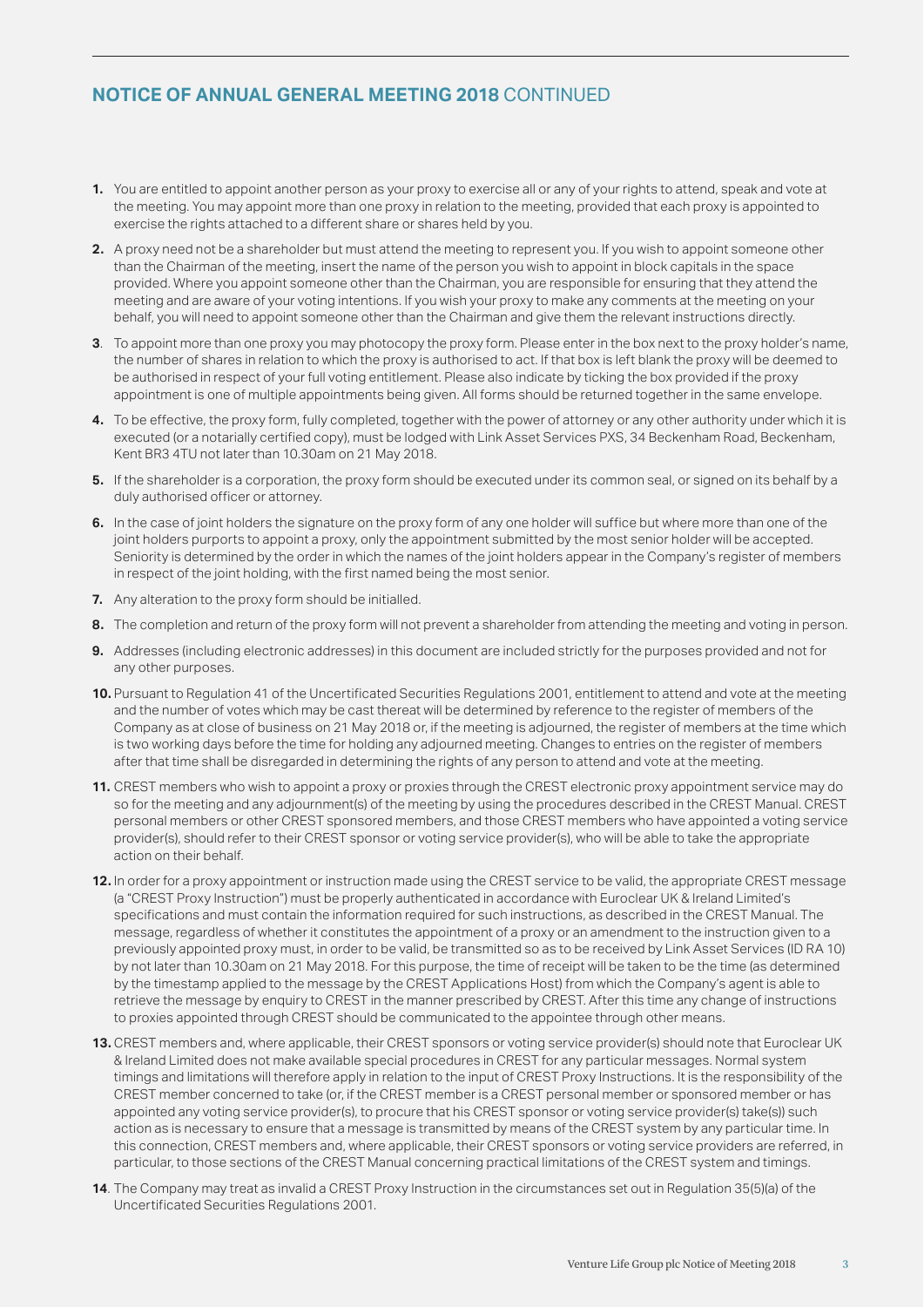## NOTICE OF ANNUAL GENERAL MEETING 2018 CONTINUED

1. You are entitled to appoint another person as your proxy to exercise all or any of your rights to attend, speak and vote at the meeting. You may appoint more than one proxy in relation to the meeting, provided that each proxy is appointed to exercise the rights attached to a different share or shares held by you.
2. A proxy need not be a shareholder but must attend the meeting to represent you. If you wish to appoint someone other than the Chairman of the meeting, insert the name of the person you wish to appoint in block capitals in the space provided. Where you appoint someone other than the Chairman, you are responsible for ensuring that they attend the meeting and are aware of your voting intentions. If you wish your proxy to make any comments at the meeting on your behalf, you will need to appoint someone other than the Chairman and give them the relevant instructions directly.
3. To appoint more than one proxy you may photocopy the proxy form. Please enter in the box next to the proxy holder's name, the number of shares in relation to which the proxy is authorised to act. If that box is left blank the proxy will be deemed to be authorised in respect of your full voting entitlement. Please also indicate by ticking the box provided if the proxy appointment is one of multiple appointments being given. All forms should be returned together in the same envelope.
4. To be effective, the proxy form, fully completed, together with the power of attorney or any other authority under which it is executed (or a notarially certified copy), must be lodged with Link Asset Services PXS, 34 Beckenham Road, Beckenham, Kent BR3 4TU not later than 10.30am on 21 May 2018.
5. If the shareholder is a corporation, the proxy form should be executed under its common seal, or signed on its behalf by a duly authorised officer or attorney.
6. In the case of joint holders the signature on the proxy form of any one holder will suffice but where more than one of the joint holders purports to appoint a proxy, only the appointment submitted by the most senior holder will be accepted. Seniority is determined by the order in which the names of the joint holders appear in the Company's register of members in respect of the joint holding, with the first named being the most senior.
7. Any alteration to the proxy form should be initialled.
8. The completion and return of the proxy form will not prevent a shareholder from attending the meeting and voting in person.
9. Addresses (including electronic addresses) in this document are included strictly for the purposes provided and not for any other purposes.
10. Pursuant to Regulation 41 of the Uncertificated Securities Regulations 2001, entitlement to attend and vote at the meeting and the number of votes which may be cast thereat will be determined by reference to the register of members of the Company as at close of business on 21 May 2018 or, if the meeting is adjourned, the register of members at the time which is two working days before the time for holding any adjourned meeting. Changes to entries on the register of members after that time shall be disregarded in determining the rights of any person to attend and vote at the meeting.
11. CREST members who wish to appoint a proxy or proxies through the CREST electronic proxy appointment service may do so for the meeting and any adjournment(s) of the meeting by using the procedures described in the CREST Manual. CREST personal members or other CREST sponsored members, and those CREST members who have appointed a voting service provider(s), should refer to their CREST sponsor or voting service provider(s), who will be able to take the appropriate action on their behalf.
12. In order for a proxy appointment or instruction made using the CREST service to be valid, the appropriate CREST message (a "CREST Proxy Instruction") must be properly authenticated in accordance with Euroclear UK & Ireland Limited's specifications and must contain the information required for such instructions, as described in the CREST Manual. The message, regardless of whether it constitutes the appointment of a proxy or an amendment to the instruction given to a previously appointed proxy must, in order to be valid, be transmitted so as to be received by Link Asset Services (ID RA 10) by not later than 10.30am on 21 May 2018. For this purpose, the time of receipt will be taken to be the time (as determined by the timestamp applied to the message by the CREST Applications Host) from which the Company's agent is able to retrieve the message by enquiry to CREST in the manner prescribed by CREST. After this time any change of instructions to proxies appointed through CREST should be communicated to the appointee through other means.
13. CREST members and, where applicable, their CREST sponsors or voting service provider(s) should note that Euroclear UK & Ireland Limited does not make available special procedures in CREST for any particular messages. Normal system timings and limitations will therefore apply in relation to the input of CREST Proxy Instructions. It is the responsibility of the CREST member concerned to take (or, if the CREST member is a CREST personal member or sponsored member or has appointed any voting service provider(s), to procure that his CREST sponsor or voting service provider(s) take(s)) such action as is necessary to ensure that a message is transmitted by means of the CREST system by any particular time. In this connection, CREST members and, where applicable, their CREST sponsors or voting service providers are referred, in particular, to those sections of the CREST Manual concerning practical limitations of the CREST system and timings.
14. The Company may treat as invalid a CREST Proxy Instruction in the circumstances set out in Regulation 35(5)(a) of the Uncertificated Securities Regulations 2001.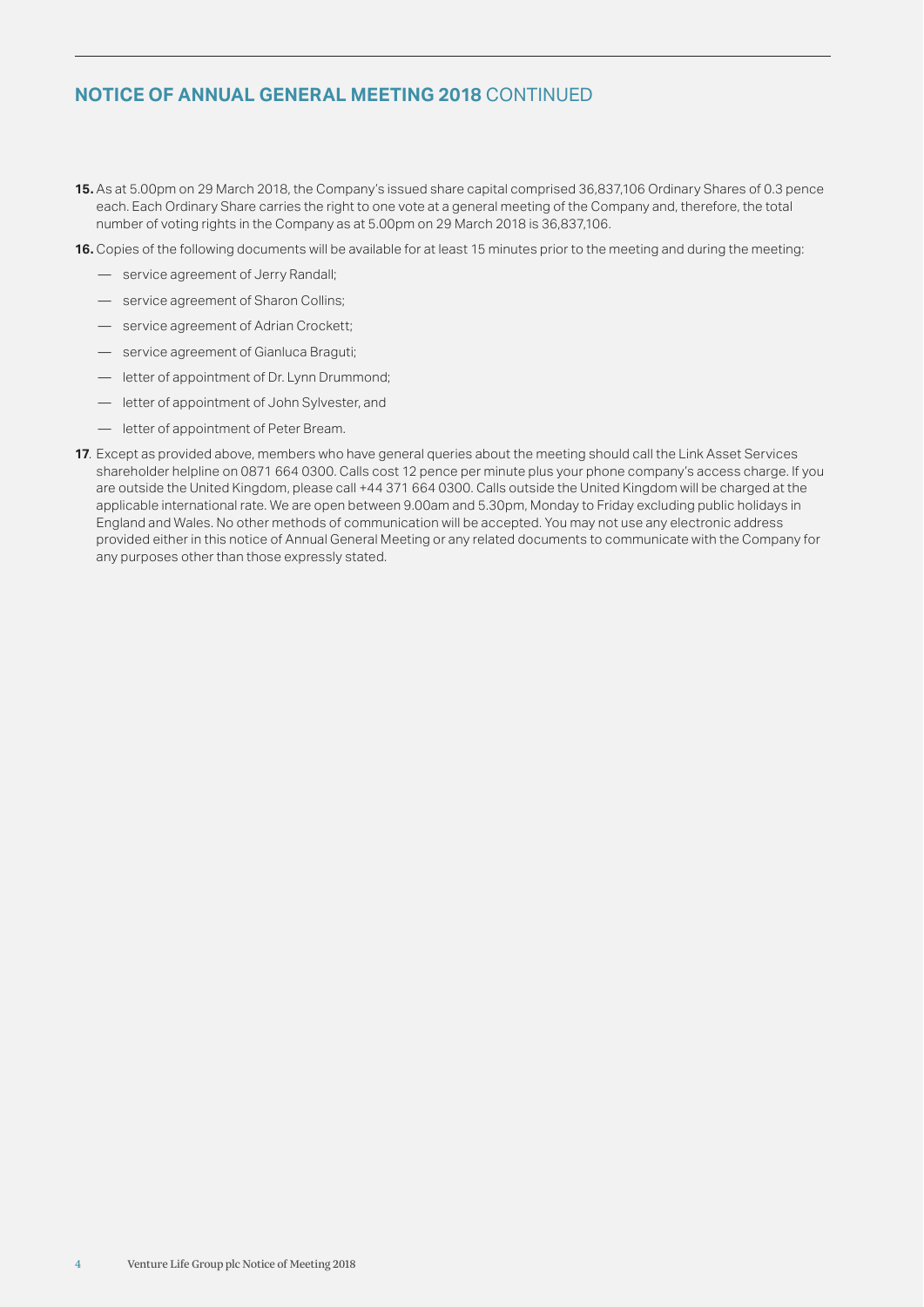## NOTICE OF ANNUAL GENERAL MEETING 2018 CONTINUED

**15.** As at 5.00pm on 29 March 2018, the Company's issued share capital comprised 36,837,106 Ordinary Shares of 0.3 pence each. Each Ordinary Share carries the right to one vote at a general meeting of the Company and, therefore, the total number of voting rights in the Company as at 5.00pm on 29 March 2018 is 36,837,106.

**16.** Copies of the following documents will be available for at least 15 minutes prior to the meeting and during the meeting:

- service agreement of Jerry Randall;
- service agreement of Sharon Collins;
- service agreement of Adrian Crockett;
- service agreement of Gianluca Braguti;
- letter of appointment of Dr. Lynn Drummond;
- letter of appointment of John Sylvester, and
- letter of appointment of Peter Bream.

**17**. Except as provided above, members who have general queries about the meeting should call the Link Asset Services shareholder helpline on 0871 664 0300. Calls cost 12 pence per minute plus your phone company's access charge. If you are outside the United Kingdom, please call +44 371 664 0300. Calls outside the United Kingdom will be charged at the applicable international rate. We are open between 9.00am and 5.30pm, Monday to Friday excluding public holidays in England and Wales. No other methods of communication will be accepted. You may not use any electronic address provided either in this notice of Annual General Meeting or any related documents to communicate with the Company for any purposes other than those expressly stated.